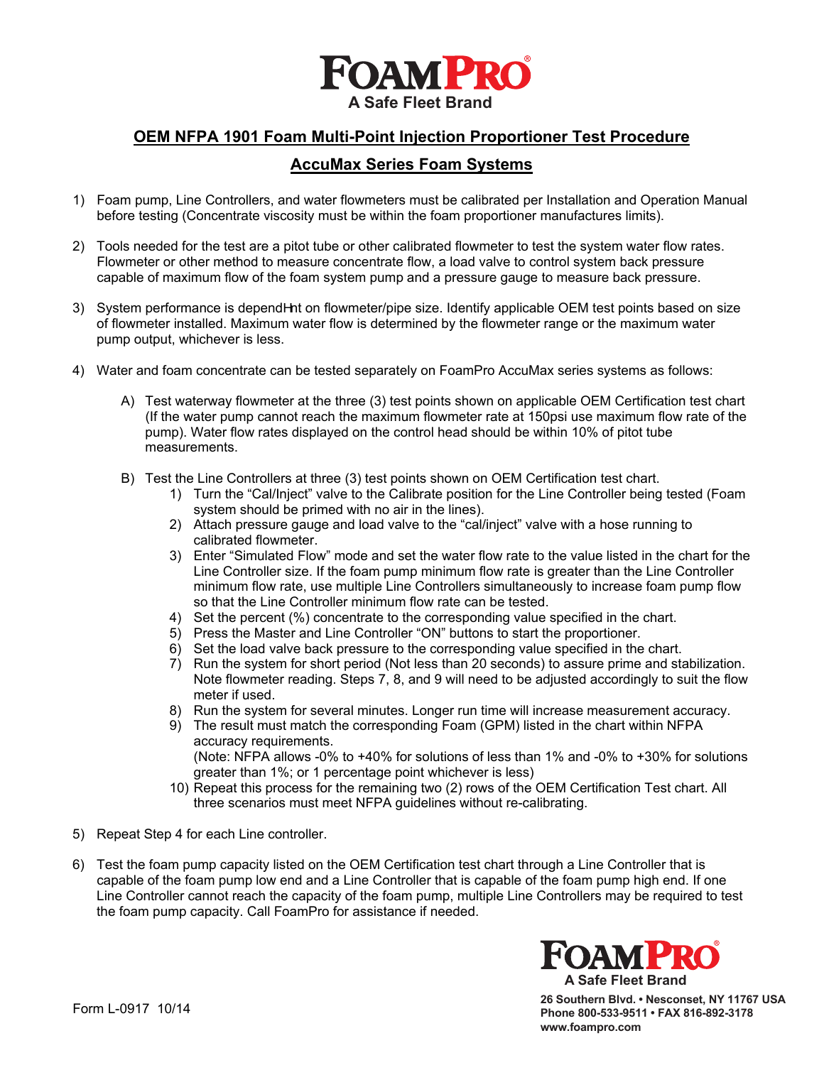# FOAMPRO
A Safe Fleet Brand

## OEM NFPA 1901 Foam Multi-Point Injection Proportioner Test Procedure

## AccuMax Series Foam Systems

1) Foam pump, Line Controllers, and water flowmeters must be calibrated per Installation and Operation Manual before testing (Concentrate viscosity must be within the foam proportioner manufactures limits).

2) Tools needed for the test are a pitot tube or other calibrated flowmeter to test the system water flow rates. Flowmeter or other method to measure concentrate flow, a load valve to control system back pressure capable of maximum flow of the foam system pump and a pressure gauge to measure back pressure.

3) System performance is dependHnt on flowmeter/pipe size. Identify applicable OEM test points based on size of flowmeter installed. Maximum water flow is determined by the flowmeter range or the maximum water pump output, whichever is less.

4) Water and foam concentrate can be tested separately on FoamPro AccuMax series systems as follows:

   A) Test waterway flowmeter at the three (3) test points shown on applicable OEM Certification test chart (If the water pump cannot reach the maximum flowmeter rate at 150psi use maximum flow rate of the pump). Water flow rates displayed on the control head should be within 10% of pitot tube measurements.

   B) Test the Line Controllers at three (3) test points shown on OEM Certification test chart.
      1) Turn the “Cal/Inject” valve to the Calibrate position for the Line Controller being tested (Foam system should be primed with no air in the lines).
      2) Attach pressure gauge and load valve to the “cal/inject” valve with a hose running to calibrated flowmeter.
      3) Enter “Simulated Flow” mode and set the water flow rate to the value listed in the chart for the Line Controller size. If the foam pump minimum flow rate is greater than the Line Controller minimum flow rate, use multiple Line Controllers simultaneously to increase foam pump flow so that the Line Controller minimum flow rate can be tested.
      4) Set the percent (%) concentrate to the corresponding value specified in the chart.
      5) Press the Master and Line Controller “ON” buttons to start the proportioner.
      6) Set the load valve back pressure to the corresponding value specified in the chart.
      7) Run the system for short period (Not less than 20 seconds) to assure prime and stabilization. Note flowmeter reading. Steps 7, 8, and 9 will need to be adjusted accordingly to suit the flow meter if used.
      8) Run the system for several minutes. Longer run time will increase measurement accuracy.
      9) The result must match the corresponding Foam (GPM) listed in the chart within NFPA accuracy requirements.
         (Note: NFPA allows -0% to +40% for solutions of less than 1% and -0% to +30% for solutions greater than 1%; or 1 percentage point whichever is less)
      10) Repeat this process for the remaining two (2) rows of the OEM Certification Test chart. All three scenarios must meet NFPA guidelines without re-calibrating.

5) Repeat Step 4 for each Line controller.

6) Test the foam pump capacity listed on the OEM Certification test chart through a Line Controller that is capable of the foam pump low end and a Line Controller that is capable of the foam pump high end. If one Line Controller cannot reach the capacity of the foam pump, multiple Line Controllers may be required to test the foam pump capacity. Call FoamPro for assistance if needed.

Form L-0917 10/14

FOAMPRO
A Safe Fleet Brand
26 Southern Blvd. • Nesconset, NY 11767 USA
Phone 800-533-9511 • FAX 816-892-3178
www.foampro.com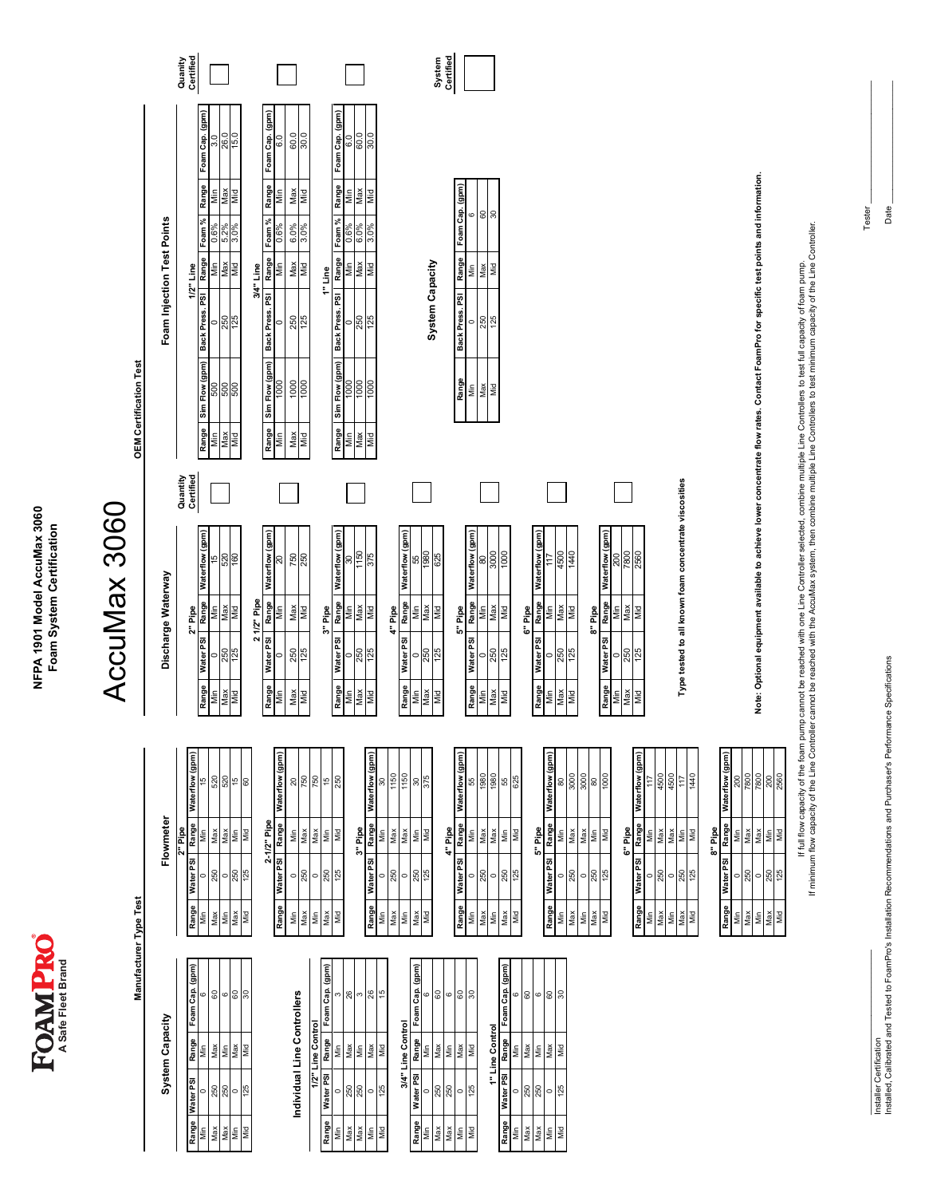# NFPA 1901 Model AccuMax 3060 Foam System Certification

**FoamPro** A Safe Fleet Brand

# AccuMax 3060

## Manufacturer Type Test

### System Capacity

| Range | Water PSI | Range | Foam Cap. (gpm) |
|---|---|---|---|
| Min | 0 | Min | 6 |
| Max | 250 | Max | 26 |
| Max | 250 | Min | 6 |
| Min | 0 | Max | 60 |
| Mid | 125 | Mid | 30 |

### Individual Line Controllers

**1/2" Line Control**

| Range | Water PSI | Range | Foam Cap. (gpm) |
|---|---|---|---|
| Min | 0 | Min | 3 |
| Max | 250 | Max | 26 |
| Max | 250 | Min | 3 |
| Min | 0 | Max | 26 |
| Mid | 125 | Mid | 15 |

**3/4" Line Control**

| Range | Water PSI | Range | Foam Cap. (gpm) |
|---|---|---|---|
| Min | 0 | Min | 6 |
| Max | 250 | Max | 60 |
| Max | 250 | Min | 6 |
| Min | 0 | Max | 60 |
| Mid | 125 | Mid | 30 |

**1" Line Control**

| Range | Water PSI | Range | Foam Cap. (gpm) |
|---|---|---|---|
| Min | 0 | Min | 6 |
| Max | 250 | Max | 60 |
| Max | 250 | Min | 6 |
| Min | 0 | Max | 60 |
| Mid | 125 | Mid | 30 |

### Flowmeter

**2" Pipe**

| Range | Water PSI | Range | Waterflow (gpm) |
|---|---|---|---|
| Min | 0 | Min | 15 |
| Max | 250 | Max | 520 |
| Min | 0 | Max | 520 |
| Max | 250 | Min | 15 |
| Mid | 125 | Mid | 60 |

**2-1/2" Pipe**

| Range | Water PSI | Range | Waterflow (gpm) |
|---|---|---|---|
| Min | 0 | Min | 20 |
| Max | 250 | Max | 750 |
| Min | 0 | Max | 750 |
| Max | 250 | Min | 15 |
| Mid | 125 | Mid | 250 |

**3" Pipe**

| Range | Water PSI | Range | Waterflow (gpm) |
|---|---|---|---|
| Min | 0 | Min | 30 |
| Max | 250 | Max | 1150 |
| Min | 0 | Max | 1150 |
| Max | 250 | Min | 30 |
| Mid | 125 | Mid | 375 |

**4" Pipe**

| Range | Water PSI | Range | Waterflow (gpm) |
|---|---|---|---|
| Min | 0 | Min | 55 |
| Max | 250 | Max | 1980 |
| Min | 0 | Max | 1980 |
| Max | 250 | Min | 55 |
| Mid | 125 | Mid | 625 |

**5" Pipe**

| Range | Water PSI | Range | Waterflow (gpm) |
|---|---|---|---|
| Min | 0 | Min | 80 |
| Max | 250 | Max | 3000 |
| Min | 0 | Max | 3000 |
| Max | 250 | Min | 80 |
| Mid | 125 | Mid | 1000 |

**6" Pipe**

| Range | Water PSI | Range | Waterflow (gpm) |
|---|---|---|---|
| Min | 0 | Min | 117 |
| Max | 250 | Max | 4500 |
| Min | 0 | Max | 4500 |
| Max | 250 | Min | 117 |
| Mid | 125 | Mid | 1440 |

**8" Pipe**

| Range | Water PSI | Range | Waterflow (gpm) |
|---|---|---|---|
| Min | 0 | Min | 200 |
| Max | 250 | Max | 7800 |
| Min | 0 | Max | 7800 |
| Max | 250 | Min | 200 |
| Mid | 125 | Mid | 2560 |

## OEM Certification Test

### Discharge Waterway

**2" Pipe**

| Range | Water PSI | Range | Waterflow (gpm) |
|---|---|---|---|
| Min | 0 | Min | 15 |
| Max | 250 | Max | 520 |
| Mid | 125 | Mid | 180 |

Quantity Certified: ☐

**2 1/2" Pipe**

| Range | Water PSI | Range | Waterflow (gpm) |
|---|---|---|---|
| Min | 0 | Min | 20 |
| Max | 250 | Max | 750 |
| Mid | 125 | Mid | 250 |

Quantity Certified: ☐

**3" Pipe**

| Range | Water PSI | Range | Waterflow (gpm) |
|---|---|---|---|
| Min | 0 | Min | 30 |
| Max | 250 | Max | 1150 |
| Mid | 125 | Mid | 375 |

Quantity Certified: ☐

**4" Pipe**

| Range | Water PSI | Range | Waterflow (gpm) |
|---|---|---|---|
| Min | 0 | Min | 55 |
| Max | 250 | Max | 1980 |
| Mid | 125 | Mid | 625 |

Quantity Certified: ☐

**5" Pipe**

| Range | Water PSI | Range | Waterflow (gpm) |
|---|---|---|---|
| Min | 0 | Min | 80 |
| Max | 250 | Max | 3000 |
| Mid | 125 | Mid | 1000 |

Quantity Certified: ☐

**6" Pipe**

| Range | Water PSI | Range | Waterflow (gpm) |
|---|---|---|---|
| Min | 0 | Min | 117 |
| Max | 250 | Max | 4500 |
| Mid | 125 | Mid | 1440 |

Quantity Certified: ☐

**8" Pipe**

| Range | Water PSI | Range | Waterflow (gpm) |
|---|---|---|---|
| Min | 0 | Min | 200 |
| Max | 250 | Max | 7800 |
| Mid | 125 | Mid | 2560 |

Quantity Certified: ☐

Type tested to all known foam concentrate viscosities

### Foam Injection Test Points

**1/2" Line**

| Range | Sim Flow (gpm) | Back Press. PSI | Range | Foam % | Range | Foam Cap. (gpm) |
|---|---|---|---|---|---|---|
| Min | 500 | 0 | Min | 0.6% | Min | 3.0 |
| Max | 500 | 250 | Max | 5.2% | Max | 26.0 |
| Mid | 500 | 125 | Mid | 3.0% | Mid | 15.0 |

Quanity Certified: ☐

**3/4" Line**

| Range | Sim Flow (gpm) | Back Press. PSI | Range | Foam % | Range | Foam Cap. (gpm) |
|---|---|---|---|---|---|---|
| Min | 1000 | 0 | Min | 0.6% | Min | 6.0 |
| Max | 1000 | 250 | Max | 6.0% | Max | 60.0 |
| Mid | 1000 | 125 | Mid | 3.0% | Mid | 30.0 |

Quanity Certified: ☐

**1" Line**

| Range | Sim Flow (gpm) | Back Press. PSI | Range | Foam % | Range | Foam Cap. (gpm) |
|---|---|---|---|---|---|---|
| Min | 1000 | 0 | Min | 0.6% | Min | 6.0 |
| Max | 1000 | 250 | Max | 6.0% | Max | 60.0 |
| Mid | 1000 | 125 | Mid | 3.0% | Mid | 30.0 |

Quanity Certified: ☐

### System Capacity

| Range | Back Press. PSI | Range | Foam Cap. (gpm) |
|---|---|---|---|
| Min | 0 | Min | 6 |
| Max | 250 | Max | 60 |
| Mid | 125 | Mid | 30 |

System Certified: ☐

**Note: Optional equipment available to achieve lower concentrate flow rates. Contact FoamPro for specific test points and information.**

If full flow capacity of the foam pump cannot be reached with one Line Controller selected, combine multiple Line Controllers to test full capacity of foam pump.
If minimum flow capacity of the Line Controller cannot be reached with the AccuMax system, then combine multiple Line Controllers to test minimum capacity of the Line Controller.

Installer Certification
Installed, Calibrated and Tested to FoamPro's Installation Recommendations and Purchaser's Performance Specifications

Tester ____________________

Date ____________________